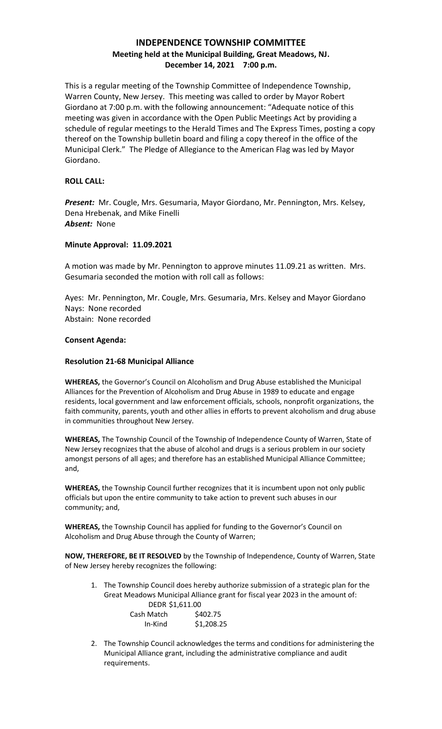# INDEPENDENCE TOWNSHIP COMMITTEE

## Meeting held at the Municipal Building, Great Meadows, NJ.

## December 14, 2021 7:00 p.m.

This is a regular meeting of the Township Committee of Independence Township, Warren County, New Jersey. This meeting was called to order by Mayor Robert Giordano at 7:00 p.m. with the following announcement: "Adequate notice of this meeting was given in accordance with the Open Public Meetings Act by providing a schedule of regular meetings to the Herald Times and The Express Times, posting a copy thereof on the Township bulletin board and filing a copy thereof in the office of the Municipal Clerk." The Pledge of Allegiance to the American Flag was led by Mayor Giordano.

**ROLL CALL:**

***Present:*** Mr. Cougle, Mrs. Gesumaria, Mayor Giordano, Mr. Pennington, Mrs. Kelsey, Dena Hrebenak, and Mike Finelli
***Absent:*** None

**Minute Approval: 11.09.2021**

A motion was made by Mr. Pennington to approve minutes 11.09.21 as written. Mrs. Gesumaria seconded the motion with roll call as follows:

Ayes: Mr. Pennington, Mr. Cougle, Mrs. Gesumaria, Mrs. Kelsey and Mayor Giordano
Nays: None recorded
Abstain: None recorded

**Consent Agenda:**

**Resolution 21-68 Municipal Alliance**

**WHEREAS,** the Governor's Council on Alcoholism and Drug Abuse established the Municipal Alliances for the Prevention of Alcoholism and Drug Abuse in 1989 to educate and engage residents, local government and law enforcement officials, schools, nonprofit organizations, the faith community, parents, youth and other allies in efforts to prevent alcoholism and drug abuse in communities throughout New Jersey.

**WHEREAS,** The Township Council of the Township of Independence County of Warren, State of New Jersey recognizes that the abuse of alcohol and drugs is a serious problem in our society amongst persons of all ages; and therefore has an established Municipal Alliance Committee; and,

**WHEREAS,** the Township Council further recognizes that it is incumbent upon not only public officials but upon the entire community to take action to prevent such abuses in our community; and,

**WHEREAS,** the Township Council has applied for funding to the Governor's Council on Alcoholism and Drug Abuse through the County of Warren;

**NOW, THEREFORE, BE IT RESOLVED** by the Township of Independence, County of Warren, State of New Jersey hereby recognizes the following:

1. The Township Council does hereby authorize submission of a strategic plan for the Great Meadows Municipal Alliance grant for fiscal year 2023 in the amount of:
   DEDR $1,611.00
   Cash Match $402.75
   In-Kind $1,208.25
2. The Township Council acknowledges the terms and conditions for administering the Municipal Alliance grant, including the administrative compliance and audit requirements.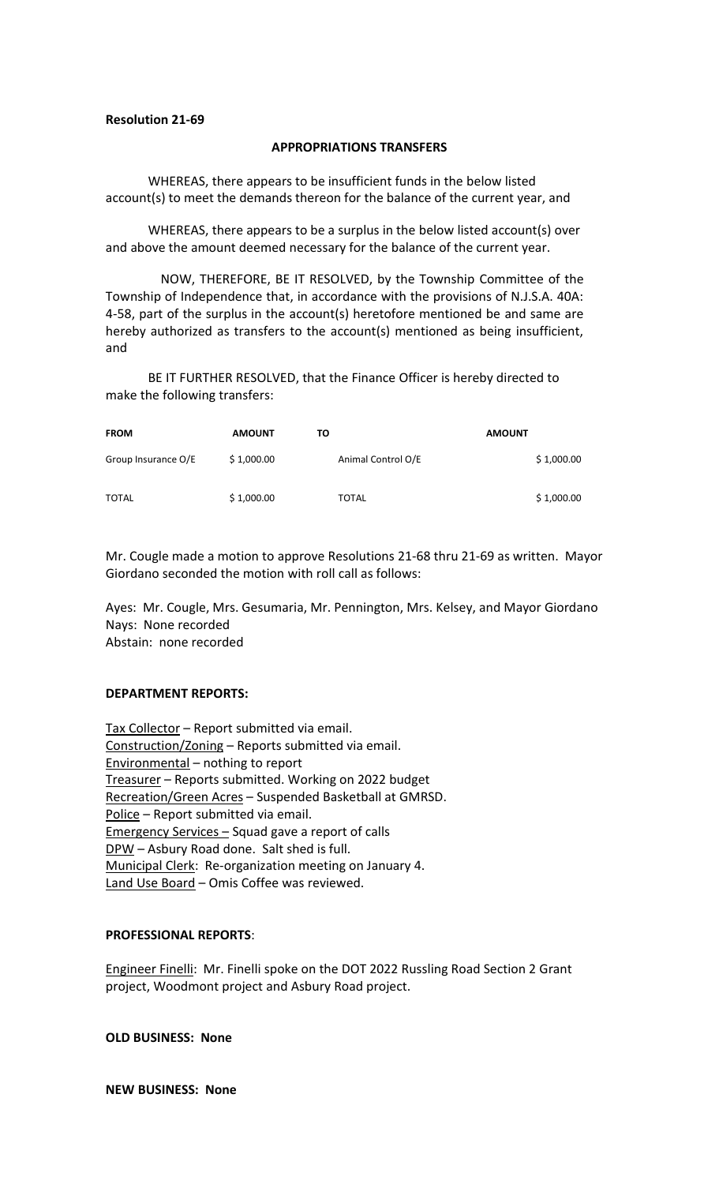**Resolution 21-69**

**APPROPRIATIONS TRANSFERS**

WHEREAS, there appears to be insufficient funds in the below listed account(s) to meet the demands thereon for the balance of the current year, and

WHEREAS, there appears to be a surplus in the below listed account(s) over and above the amount deemed necessary for the balance of the current year.

NOW, THEREFORE, BE IT RESOLVED, by the Township Committee of the Township of Independence that, in accordance with the provisions of N.J.S.A. 40A: 4-58, part of the surplus in the account(s) heretofore mentioned be and same are hereby authorized as transfers to the account(s) mentioned as being insufficient, and

BE IT FURTHER RESOLVED, that the Finance Officer is hereby directed to make the following transfers:

| FROM | AMOUNT | TO | AMOUNT |
|---|---|---|---|
| Group Insurance O/E | $ 1,000.00 | Animal Control O/E | $ 1,000.00 |
| TOTAL | $ 1,000.00 | TOTAL | $ 1,000.00 |

Mr. Cougle made a motion to approve Resolutions 21-68 thru 21-69 as written. Mayor Giordano seconded the motion with roll call as follows:

Ayes: Mr. Cougle, Mrs. Gesumaria, Mr. Pennington, Mrs. Kelsey, and Mayor Giordano
Nays: None recorded
Abstain: none recorded

**DEPARTMENT REPORTS:**

Tax Collector – Report submitted via email.
Construction/Zoning – Reports submitted via email.
Environmental – nothing to report
Treasurer – Reports submitted. Working on 2022 budget
Recreation/Green Acres – Suspended Basketball at GMRSD.
Police – Report submitted via email.
Emergency Services – Squad gave a report of calls
DPW – Asbury Road done. Salt shed is full.
Municipal Clerk: Re-organization meeting on January 4.
Land Use Board – Omis Coffee was reviewed.

**PROFESSIONAL REPORTS**:

Engineer Finelli: Mr. Finelli spoke on the DOT 2022 Russling Road Section 2 Grant project, Woodmont project and Asbury Road project.

**OLD BUSINESS: None**

**NEW BUSINESS: None**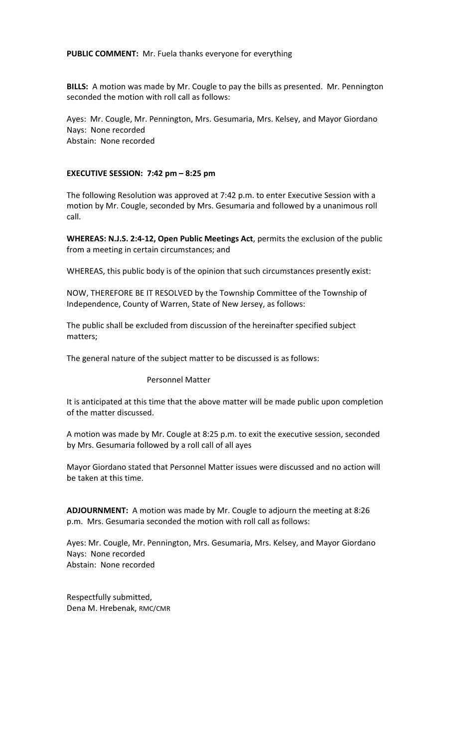**PUBLIC COMMENT:** Mr. Fuela thanks everyone for everything

**BILLS:** A motion was made by Mr. Cougle to pay the bills as presented. Mr. Pennington seconded the motion with roll call as follows:

Ayes: Mr. Cougle, Mr. Pennington, Mrs. Gesumaria, Mrs. Kelsey, and Mayor Giordano
Nays: None recorded
Abstain: None recorded

**EXECUTIVE SESSION: 7:42 pm – 8:25 pm**

The following Resolution was approved at 7:42 p.m. to enter Executive Session with a motion by Mr. Cougle, seconded by Mrs. Gesumaria and followed by a unanimous roll call.

**WHEREAS: N.J.S. 2:4-12, Open Public Meetings Act**, permits the exclusion of the public from a meeting in certain circumstances; and

WHEREAS, this public body is of the opinion that such circumstances presently exist:

NOW, THEREFORE BE IT RESOLVED by the Township Committee of the Township of Independence, County of Warren, State of New Jersey, as follows:

The public shall be excluded from discussion of the hereinafter specified subject matters;

The general nature of the subject matter to be discussed is as follows:

Personnel Matter

It is anticipated at this time that the above matter will be made public upon completion of the matter discussed.

A motion was made by Mr. Cougle at 8:25 p.m. to exit the executive session, seconded by Mrs. Gesumaria followed by a roll call of all ayes

Mayor Giordano stated that Personnel Matter issues were discussed and no action will be taken at this time.

**ADJOURNMENT:** A motion was made by Mr. Cougle to adjourn the meeting at 8:26 p.m. Mrs. Gesumaria seconded the motion with roll call as follows:

Ayes: Mr. Cougle, Mr. Pennington, Mrs. Gesumaria, Mrs. Kelsey, and Mayor Giordano
Nays: None recorded
Abstain: None recorded

Respectfully submitted,
Dena M. Hrebenak, RMC/CMR